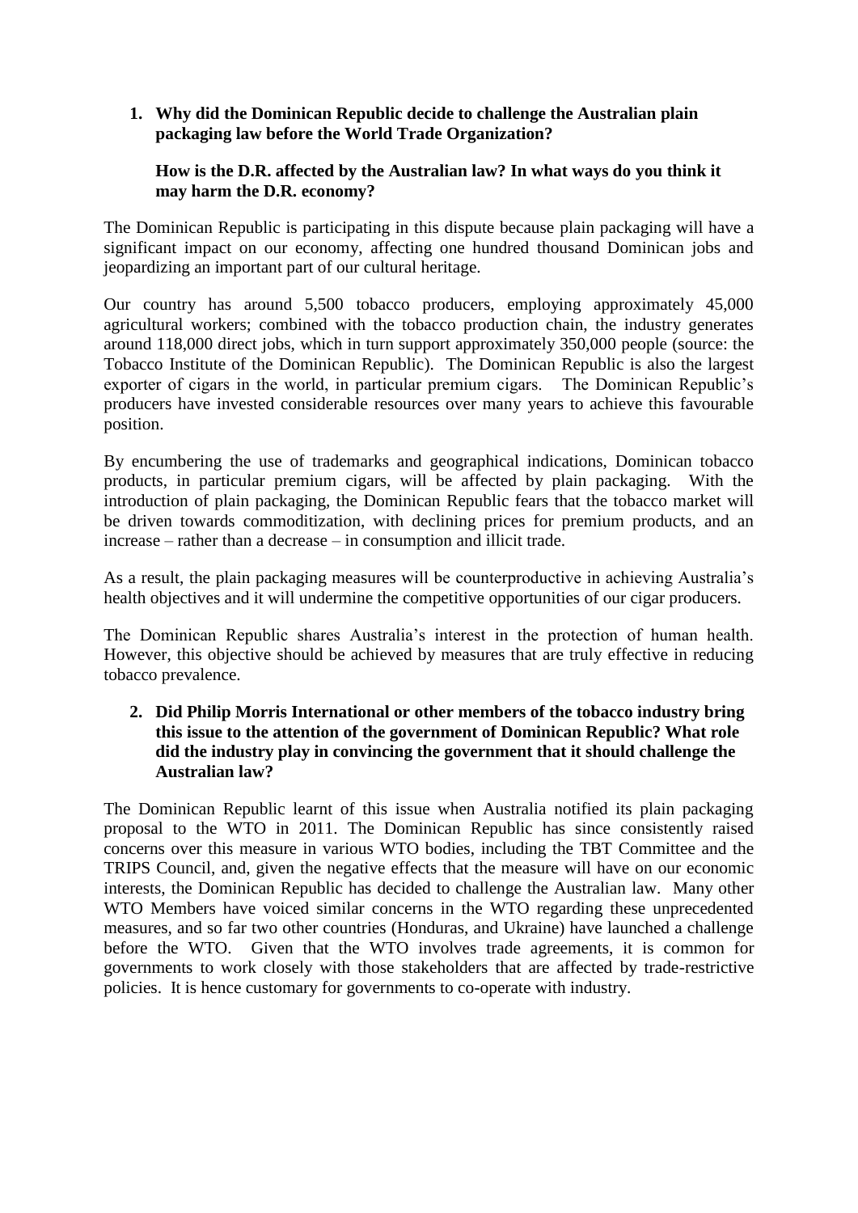1. **Why did the Dominican Republic decide to challenge the Australian plain packaging law before the World Trade Organization?**

   **How is the D.R. affected by the Australian law? In what ways do you think it may harm the D.R. economy?**

The Dominican Republic is participating in this dispute because plain packaging will have a significant impact on our economy, affecting one hundred thousand Dominican jobs and jeopardizing an important part of our cultural heritage.

Our country has around 5,500 tobacco producers, employing approximately 45,000 agricultural workers; combined with the tobacco production chain, the industry generates around 118,000 direct jobs, which in turn support approximately 350,000 people (source: the Tobacco Institute of the Dominican Republic). The Dominican Republic is also the largest exporter of cigars in the world, in particular premium cigars. The Dominican Republic's producers have invested considerable resources over many years to achieve this favourable position.

By encumbering the use of trademarks and geographical indications, Dominican tobacco products, in particular premium cigars, will be affected by plain packaging. With the introduction of plain packaging, the Dominican Republic fears that the tobacco market will be driven towards commoditization, with declining prices for premium products, and an increase – rather than a decrease – in consumption and illicit trade.

As a result, the plain packaging measures will be counterproductive in achieving Australia's health objectives and it will undermine the competitive opportunities of our cigar producers.

The Dominican Republic shares Australia's interest in the protection of human health. However, this objective should be achieved by measures that are truly effective in reducing tobacco prevalence.

2. **Did Philip Morris International or other members of the tobacco industry bring this issue to the attention of the government of Dominican Republic? What role did the industry play in convincing the government that it should challenge the Australian law?**

The Dominican Republic learnt of this issue when Australia notified its plain packaging proposal to the WTO in 2011. The Dominican Republic has since consistently raised concerns over this measure in various WTO bodies, including the TBT Committee and the TRIPS Council, and, given the negative effects that the measure will have on our economic interests, the Dominican Republic has decided to challenge the Australian law. Many other WTO Members have voiced similar concerns in the WTO regarding these unprecedented measures, and so far two other countries (Honduras, and Ukraine) have launched a challenge before the WTO. Given that the WTO involves trade agreements, it is common for governments to work closely with those stakeholders that are affected by trade-restrictive policies. It is hence customary for governments to co-operate with industry.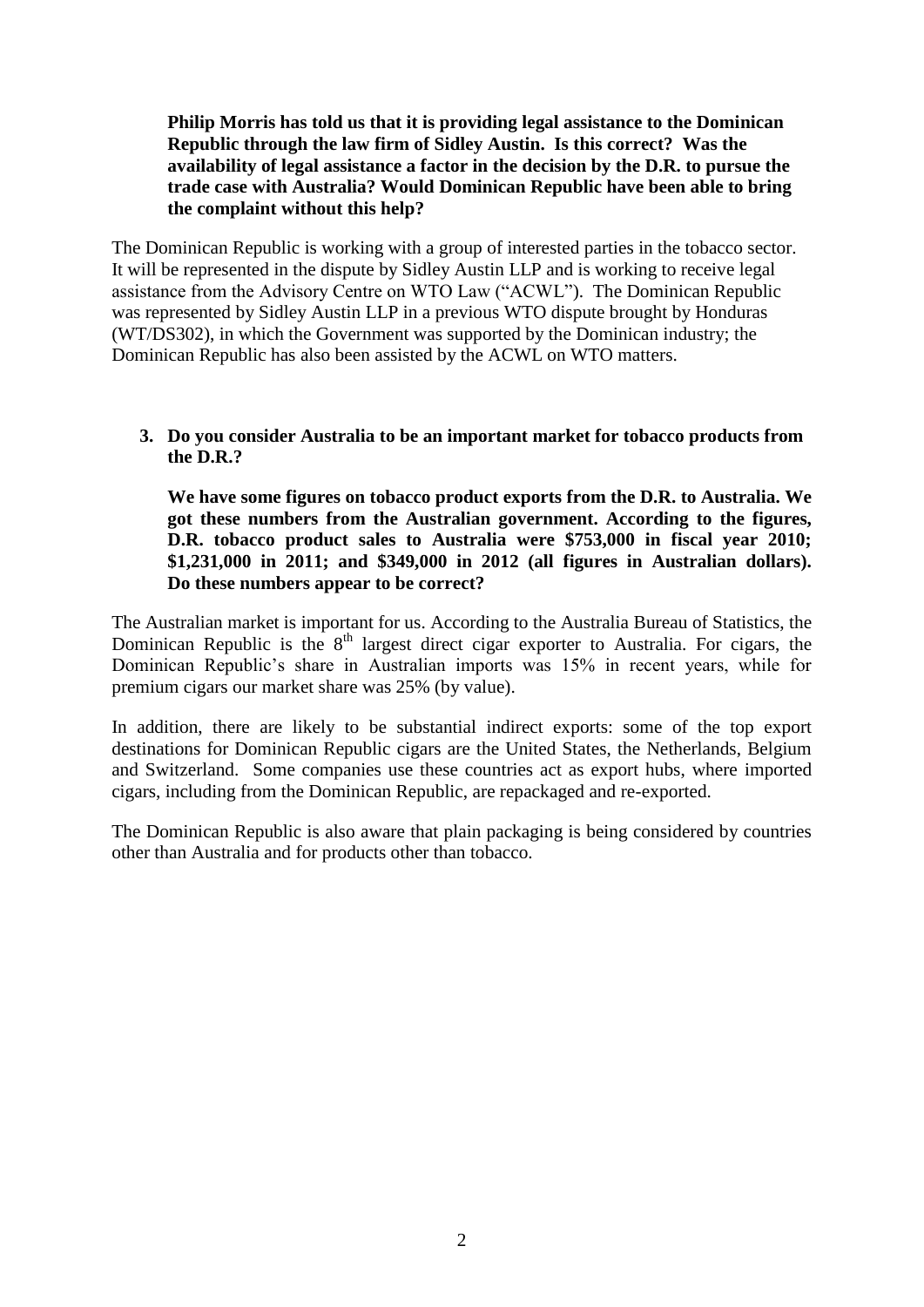**Philip Morris has told us that it is providing legal assistance to the Dominican Republic through the law firm of Sidley Austin. Is this correct? Was the availability of legal assistance a factor in the decision by the D.R. to pursue the trade case with Australia? Would Dominican Republic have been able to bring the complaint without this help?**

The Dominican Republic is working with a group of interested parties in the tobacco sector. It will be represented in the dispute by Sidley Austin LLP and is working to receive legal assistance from the Advisory Centre on WTO Law ("ACWL"). The Dominican Republic was represented by Sidley Austin LLP in a previous WTO dispute brought by Honduras (WT/DS302), in which the Government was supported by the Dominican industry; the Dominican Republic has also been assisted by the ACWL on WTO matters.

3. **Do you consider Australia to be an important market for tobacco products from the D.R.?**

   **We have some figures on tobacco product exports from the D.R. to Australia. We got these numbers from the Australian government. According to the figures, D.R. tobacco product sales to Australia were $753,000 in fiscal year 2010; $1,231,000 in 2011; and $349,000 in 2012 (all figures in Australian dollars). Do these numbers appear to be correct?**

The Australian market is important for us. According to the Australia Bureau of Statistics, the Dominican Republic is the 8th largest direct cigar exporter to Australia. For cigars, the Dominican Republic's share in Australian imports was 15% in recent years, while for premium cigars our market share was 25% (by value).

In addition, there are likely to be substantial indirect exports: some of the top export destinations for Dominican Republic cigars are the United States, the Netherlands, Belgium and Switzerland. Some companies use these countries act as export hubs, where imported cigars, including from the Dominican Republic, are repackaged and re-exported.

The Dominican Republic is also aware that plain packaging is being considered by countries other than Australia and for products other than tobacco.